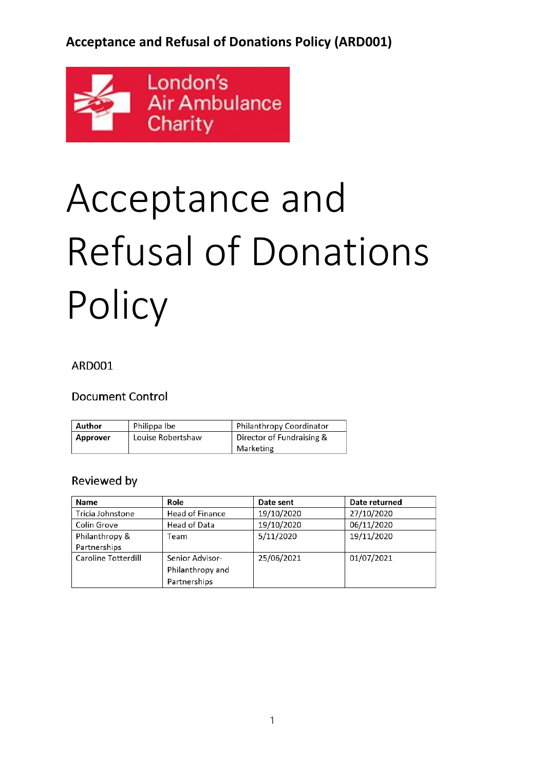Acceptance and Refusal of Donations Policy (ARD001)

London's Air Ambulance Charity

# Acceptance and Refusal of Donations Policy

ARD001

## Document Control

| Author | Philippa Ibe | Philanthropy Coordinator |
|---|---|---|
| Approver | Louise Robertshaw | Director of Fundraising & Marketing |

## Reviewed by

| Name | Role | Date sent | Date returned |
|---|---|---|---|
| Tricia Johnstone | Head of Finance | 19/10/2020 | 27/10/2020 |
| Colin Grove | Head of Data | 19/10/2020 | 06/11/2020 |
| Philanthropy & Partnerships | Team | 5/11/2020 | 19/11/2020 |
| Caroline Totterdill | Senior Advisor-Philanthropy and Partnerships | 25/06/2021 | 01/07/2021 |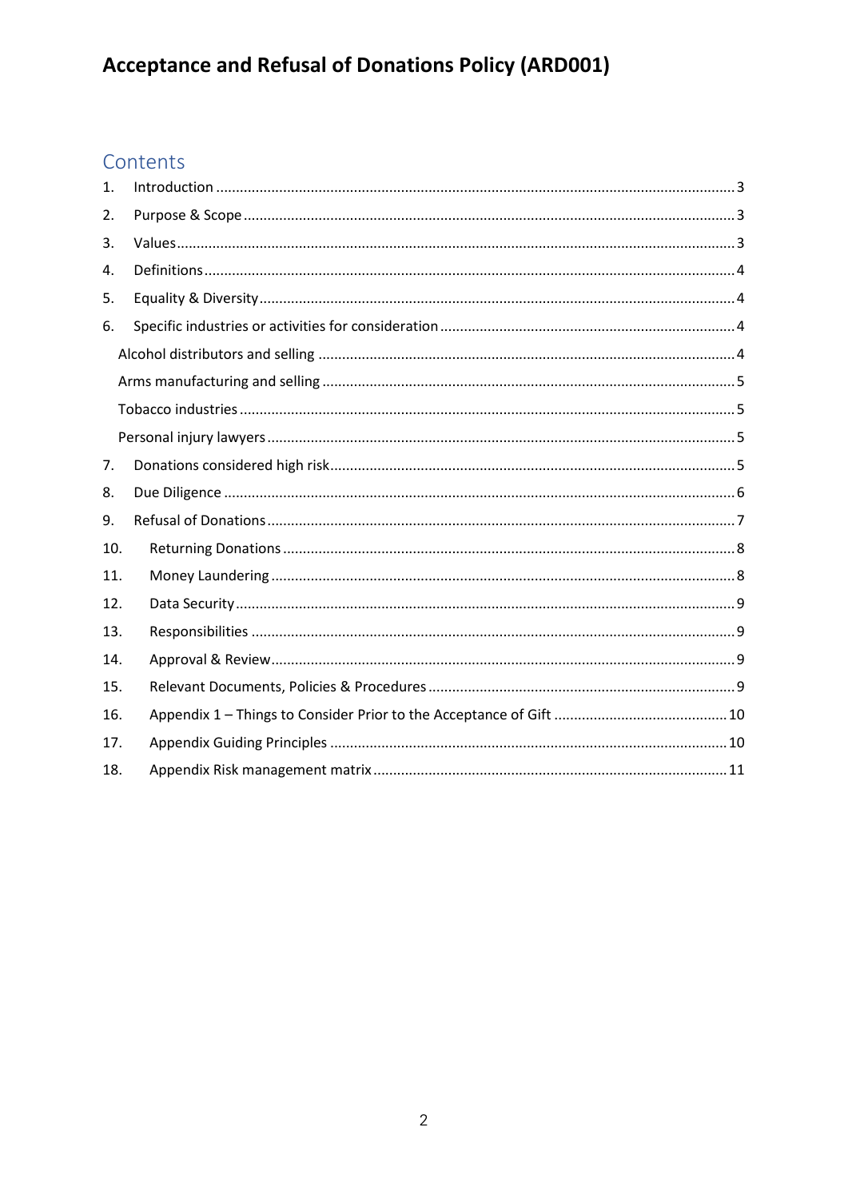# Acceptance and Refusal of Donations Policy (ARD001)

## Contents

1. Introduction ..... 3
2. Purpose & Scope ..... 3
3. Values ..... 3
4. Definitions ..... 4
5. Equality & Diversity ..... 4
6. Specific industries or activities for consideration ..... 4
   - Alcohol distributors and selling ..... 4
   - Arms manufacturing and selling ..... 5
   - Tobacco industries ..... 5
   - Personal injury lawyers ..... 5
7. Donations considered high risk ..... 5
8. Due Diligence ..... 6
9. Refusal of Donations ..... 7
10. Returning Donations ..... 8
11. Money Laundering ..... 8
12. Data Security ..... 9
13. Responsibilities ..... 9
14. Approval & Review ..... 9
15. Relevant Documents, Policies & Procedures ..... 9
16. Appendix 1 – Things to Consider Prior to the Acceptance of Gift ..... 10
17. Appendix Guiding Principles ..... 10
18. Appendix Risk management matrix ..... 11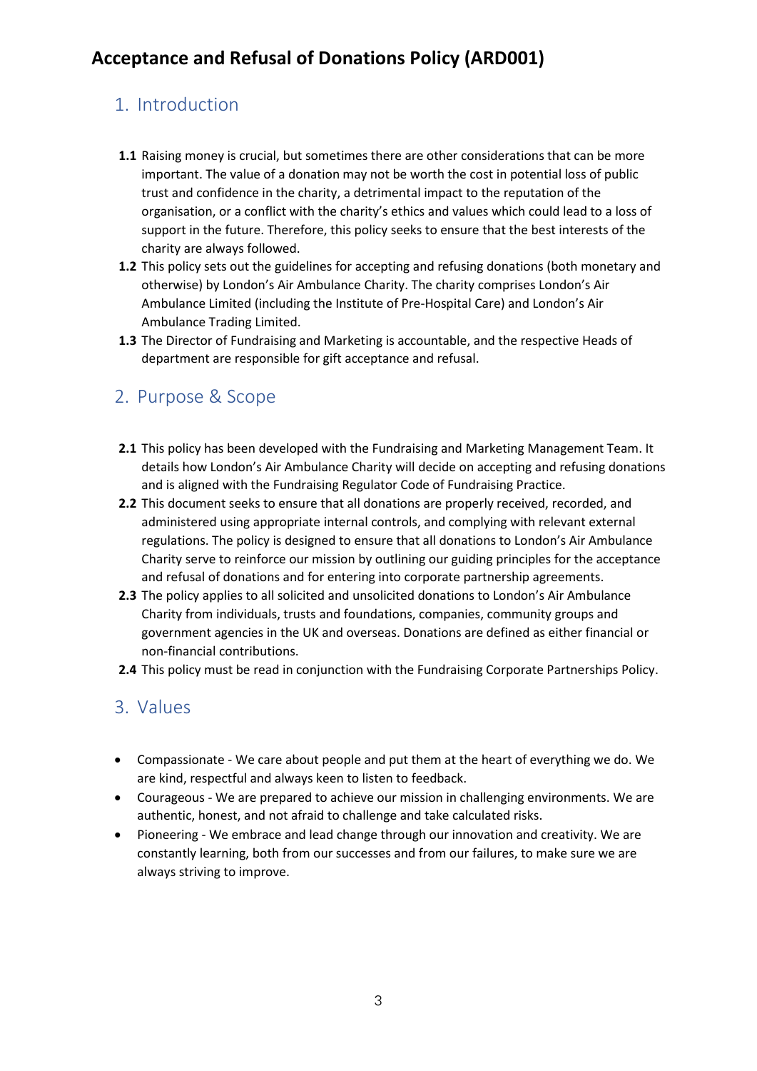# Acceptance and Refusal of Donations Policy (ARD001)

## 1. Introduction

**1.1** Raising money is crucial, but sometimes there are other considerations that can be more important. The value of a donation may not be worth the cost in potential loss of public trust and confidence in the charity, a detrimental impact to the reputation of the organisation, or a conflict with the charity's ethics and values which could lead to a loss of support in the future. Therefore, this policy seeks to ensure that the best interests of the charity are always followed.

**1.2** This policy sets out the guidelines for accepting and refusing donations (both monetary and otherwise) by London's Air Ambulance Charity. The charity comprises London's Air Ambulance Limited (including the Institute of Pre-Hospital Care) and London's Air Ambulance Trading Limited.

**1.3** The Director of Fundraising and Marketing is accountable, and the respective Heads of department are responsible for gift acceptance and refusal.

## 2. Purpose & Scope

**2.1** This policy has been developed with the Fundraising and Marketing Management Team. It details how London's Air Ambulance Charity will decide on accepting and refusing donations and is aligned with the Fundraising Regulator Code of Fundraising Practice.

**2.2** This document seeks to ensure that all donations are properly received, recorded, and administered using appropriate internal controls, and complying with relevant external regulations. The policy is designed to ensure that all donations to London's Air Ambulance Charity serve to reinforce our mission by outlining our guiding principles for the acceptance and refusal of donations and for entering into corporate partnership agreements.

**2.3** The policy applies to all solicited and unsolicited donations to London's Air Ambulance Charity from individuals, trusts and foundations, companies, community groups and government agencies in the UK and overseas. Donations are defined as either financial or non-financial contributions.

**2.4** This policy must be read in conjunction with the Fundraising Corporate Partnerships Policy.

## 3. Values

- Compassionate - We care about people and put them at the heart of everything we do. We are kind, respectful and always keen to listen to feedback.
- Courageous - We are prepared to achieve our mission in challenging environments. We are authentic, honest, and not afraid to challenge and take calculated risks.
- Pioneering - We embrace and lead change through our innovation and creativity. We are constantly learning, both from our successes and from our failures, to make sure we are always striving to improve.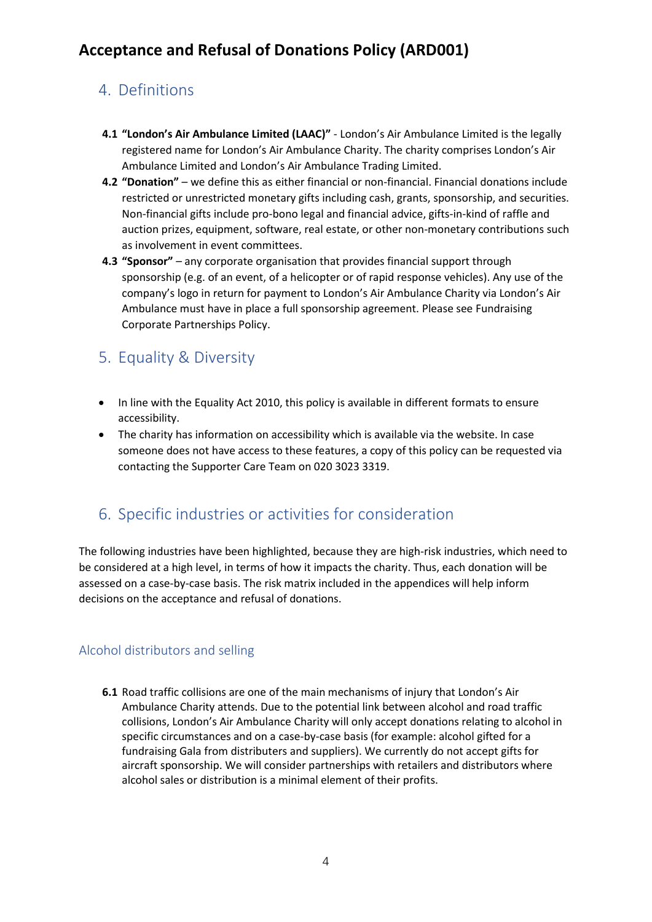# Acceptance and Refusal of Donations Policy (ARD001)

## 4. Definitions

**4.1 "London's Air Ambulance Limited (LAAC)"** - London's Air Ambulance Limited is the legally registered name for London's Air Ambulance Charity. The charity comprises London's Air Ambulance Limited and London's Air Ambulance Trading Limited.

**4.2 "Donation"** – we define this as either financial or non-financial. Financial donations include restricted or unrestricted monetary gifts including cash, grants, sponsorship, and securities. Non-financial gifts include pro-bono legal and financial advice, gifts-in-kind of raffle and auction prizes, equipment, software, real estate, or other non-monetary contributions such as involvement in event committees.

**4.3 "Sponsor"** – any corporate organisation that provides financial support through sponsorship (e.g. of an event, of a helicopter or of rapid response vehicles). Any use of the company's logo in return for payment to London's Air Ambulance Charity via London's Air Ambulance must have in place a full sponsorship agreement. Please see Fundraising Corporate Partnerships Policy.

## 5. Equality & Diversity

- In line with the Equality Act 2010, this policy is available in different formats to ensure accessibility.
- The charity has information on accessibility which is available via the website. In case someone does not have access to these features, a copy of this policy can be requested via contacting the Supporter Care Team on 020 3023 3319.

## 6. Specific industries or activities for consideration

The following industries have been highlighted, because they are high-risk industries, which need to be considered at a high level, in terms of how it impacts the charity. Thus, each donation will be assessed on a case-by-case basis. The risk matrix included in the appendices will help inform decisions on the acceptance and refusal of donations.

### Alcohol distributors and selling

**6.1** Road traffic collisions are one of the main mechanisms of injury that London's Air Ambulance Charity attends. Due to the potential link between alcohol and road traffic collisions, London's Air Ambulance Charity will only accept donations relating to alcohol in specific circumstances and on a case-by-case basis (for example: alcohol gifted for a fundraising Gala from distributers and suppliers). We currently do not accept gifts for aircraft sponsorship. We will consider partnerships with retailers and distributors where alcohol sales or distribution is a minimal element of their profits.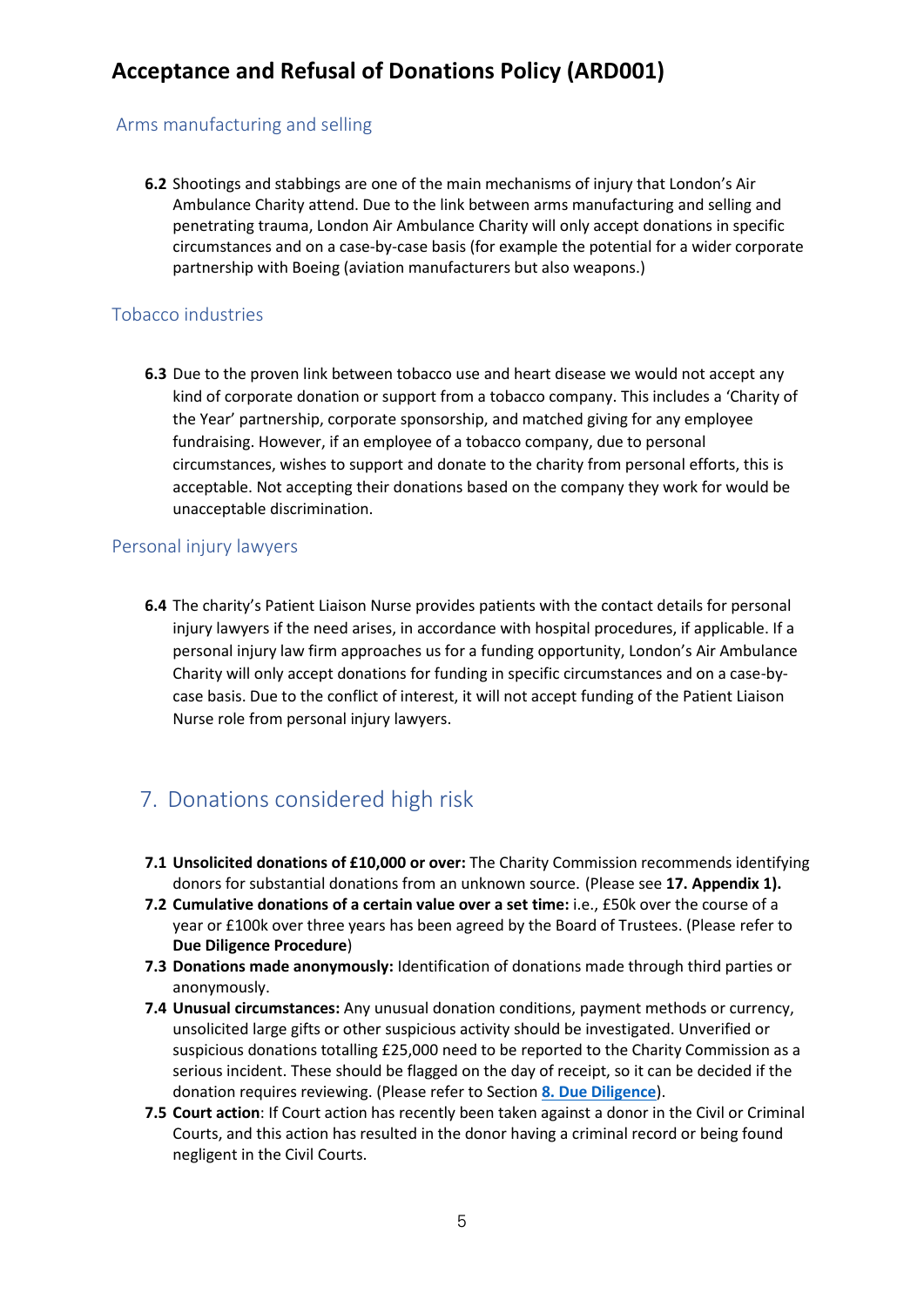### Arms manufacturing and selling

**6.2** Shootings and stabbings are one of the main mechanisms of injury that London's Air Ambulance Charity attend. Due to the link between arms manufacturing and selling and penetrating trauma, London Air Ambulance Charity will only accept donations in specific circumstances and on a case-by-case basis (for example the potential for a wider corporate partnership with Boeing (aviation manufacturers but also weapons.)

### Tobacco industries

**6.3** Due to the proven link between tobacco use and heart disease we would not accept any kind of corporate donation or support from a tobacco company. This includes a 'Charity of the Year' partnership, corporate sponsorship, and matched giving for any employee fundraising. However, if an employee of a tobacco company, due to personal circumstances, wishes to support and donate to the charity from personal efforts, this is acceptable. Not accepting their donations based on the company they work for would be unacceptable discrimination.

### Personal injury lawyers

**6.4** The charity's Patient Liaison Nurse provides patients with the contact details for personal injury lawyers if the need arises, in accordance with hospital procedures, if applicable. If a personal injury law firm approaches us for a funding opportunity, London's Air Ambulance Charity will only accept donations for funding in specific circumstances and on a case-by-case basis. Due to the conflict of interest, it will not accept funding of the Patient Liaison Nurse role from personal injury lawyers.

## 7. Donations considered high risk

**7.1** **Unsolicited donations of £10,000 or over:** The Charity Commission recommends identifying donors for substantial donations from an unknown source. (Please see **17. Appendix 1).**

**7.2** **Cumulative donations of a certain value over a set time:** i.e., £50k over the course of a year or £100k over three years has been agreed by the Board of Trustees. (Please refer to **Due Diligence Procedure**)

**7.3** **Donations made anonymously:** Identification of donations made through third parties or anonymously.

**7.4** **Unusual circumstances:** Any unusual donation conditions, payment methods or currency, unsolicited large gifts or other suspicious activity should be investigated. Unverified or suspicious donations totalling £25,000 need to be reported to the Charity Commission as a serious incident. These should be flagged on the day of receipt, so it can be decided if the donation requires reviewing. (Please refer to Section **8. Due Diligence**).

**7.5** **Court action**: If Court action has recently been taken against a donor in the Civil or Criminal Courts, and this action has resulted in the donor having a criminal record or being found negligent in the Civil Courts.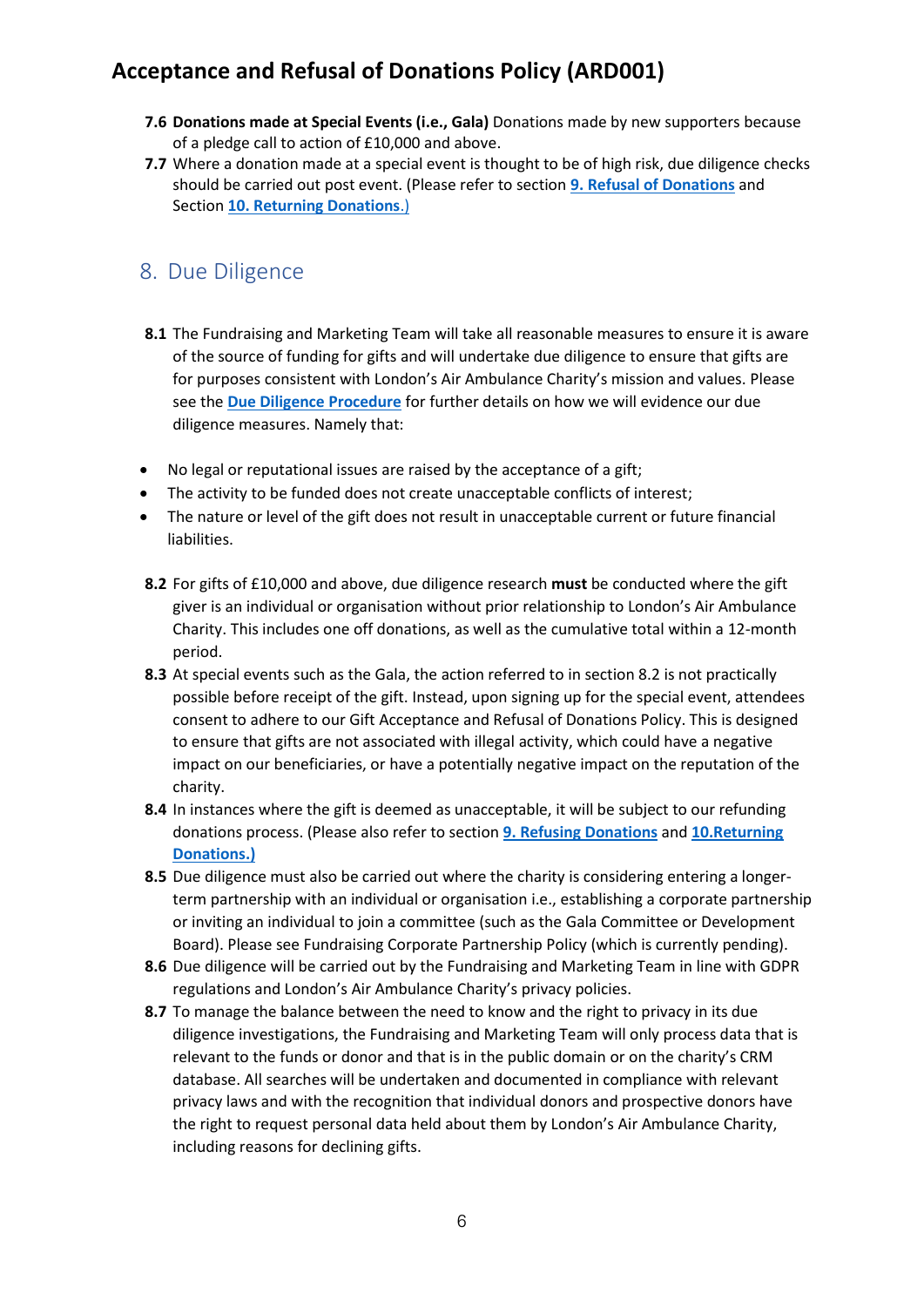**7.6 Donations made at Special Events (i.e., Gala)** Donations made by new supporters because of a pledge call to action of £10,000 and above.

**7.7** Where a donation made at a special event is thought to be of high risk, due diligence checks should be carried out post event. (Please refer to section **9. Refusal of Donations** and Section **10. Returning Donations**.)

## 8. Due Diligence

**8.1** The Fundraising and Marketing Team will take all reasonable measures to ensure it is aware of the source of funding for gifts and will undertake due diligence to ensure that gifts are for purposes consistent with London's Air Ambulance Charity's mission and values. Please see the **Due Diligence Procedure** for further details on how we will evidence our due diligence measures. Namely that:

- No legal or reputational issues are raised by the acceptance of a gift;
- The activity to be funded does not create unacceptable conflicts of interest;
- The nature or level of the gift does not result in unacceptable current or future financial liabilities.

**8.2** For gifts of £10,000 and above, due diligence research **must** be conducted where the gift giver is an individual or organisation without prior relationship to London's Air Ambulance Charity. This includes one off donations, as well as the cumulative total within a 12-month period.

**8.3** At special events such as the Gala, the action referred to in section 8.2 is not practically possible before receipt of the gift. Instead, upon signing up for the special event, attendees consent to adhere to our Gift Acceptance and Refusal of Donations Policy. This is designed to ensure that gifts are not associated with illegal activity, which could have a negative impact on our beneficiaries, or have a potentially negative impact on the reputation of the charity.

**8.4** In instances where the gift is deemed as unacceptable, it will be subject to our refunding donations process. (Please also refer to section **9. Refusing Donations** and **10.Returning Donations.)**

**8.5** Due diligence must also be carried out where the charity is considering entering a longer-term partnership with an individual or organisation i.e., establishing a corporate partnership or inviting an individual to join a committee (such as the Gala Committee or Development Board). Please see Fundraising Corporate Partnership Policy (which is currently pending).

**8.6** Due diligence will be carried out by the Fundraising and Marketing Team in line with GDPR regulations and London's Air Ambulance Charity's privacy policies.

**8.7** To manage the balance between the need to know and the right to privacy in its due diligence investigations, the Fundraising and Marketing Team will only process data that is relevant to the funds or donor and that is in the public domain or on the charity's CRM database. All searches will be undertaken and documented in compliance with relevant privacy laws and with the recognition that individual donors and prospective donors have the right to request personal data held about them by London's Air Ambulance Charity, including reasons for declining gifts.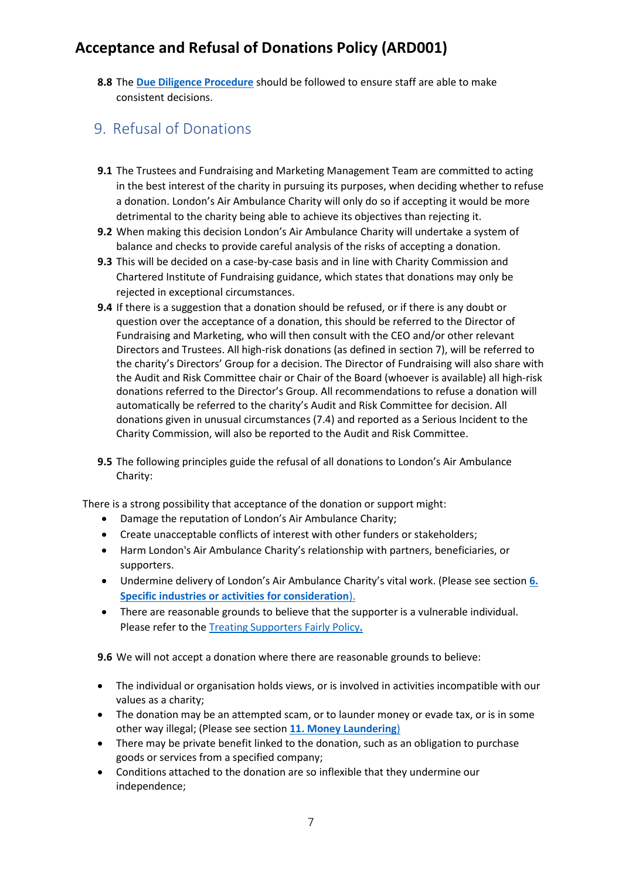**8.8** The **Due Diligence Procedure** should be followed to ensure staff are able to make consistent decisions.

## 9. Refusal of Donations

**9.1** The Trustees and Fundraising and Marketing Management Team are committed to acting in the best interest of the charity in pursuing its purposes, when deciding whether to refuse a donation. London's Air Ambulance Charity will only do so if accepting it would be more detrimental to the charity being able to achieve its objectives than rejecting it.

**9.2** When making this decision London's Air Ambulance Charity will undertake a system of balance and checks to provide careful analysis of the risks of accepting a donation.

**9.3** This will be decided on a case-by-case basis and in line with Charity Commission and Chartered Institute of Fundraising guidance, which states that donations may only be rejected in exceptional circumstances.

**9.4** If there is a suggestion that a donation should be refused, or if there is any doubt or question over the acceptance of a donation, this should be referred to the Director of Fundraising and Marketing, who will then consult with the CEO and/or other relevant Directors and Trustees. All high-risk donations (as defined in section 7), will be referred to the charity's Directors' Group for a decision. The Director of Fundraising will also share with the Audit and Risk Committee chair or Chair of the Board (whoever is available) all high-risk donations referred to the Director's Group. All recommendations to refuse a donation will automatically be referred to the charity's Audit and Risk Committee for decision. All donations given in unusual circumstances (7.4) and reported as a Serious Incident to the Charity Commission, will also be reported to the Audit and Risk Committee.

**9.5** The following principles guide the refusal of all donations to London's Air Ambulance Charity:

There is a strong possibility that acceptance of the donation or support might:

- Damage the reputation of London's Air Ambulance Charity;
- Create unacceptable conflicts of interest with other funders or stakeholders;
- Harm London's Air Ambulance Charity's relationship with partners, beneficiaries, or supporters.
- Undermine delivery of London's Air Ambulance Charity's vital work. (Please see section **6. Specific industries or activities for consideration**).
- There are reasonable grounds to believe that the supporter is a vulnerable individual. Please refer to the Treating Supporters Fairly Policy**.**

**9.6** We will not accept a donation where there are reasonable grounds to believe:

- The individual or organisation holds views, or is involved in activities incompatible with our values as a charity;
- The donation may be an attempted scam, or to launder money or evade tax, or is in some other way illegal; (Please see section **11. Money Laundering**)
- There may be private benefit linked to the donation, such as an obligation to purchase goods or services from a specified company;
- Conditions attached to the donation are so inflexible that they undermine our independence;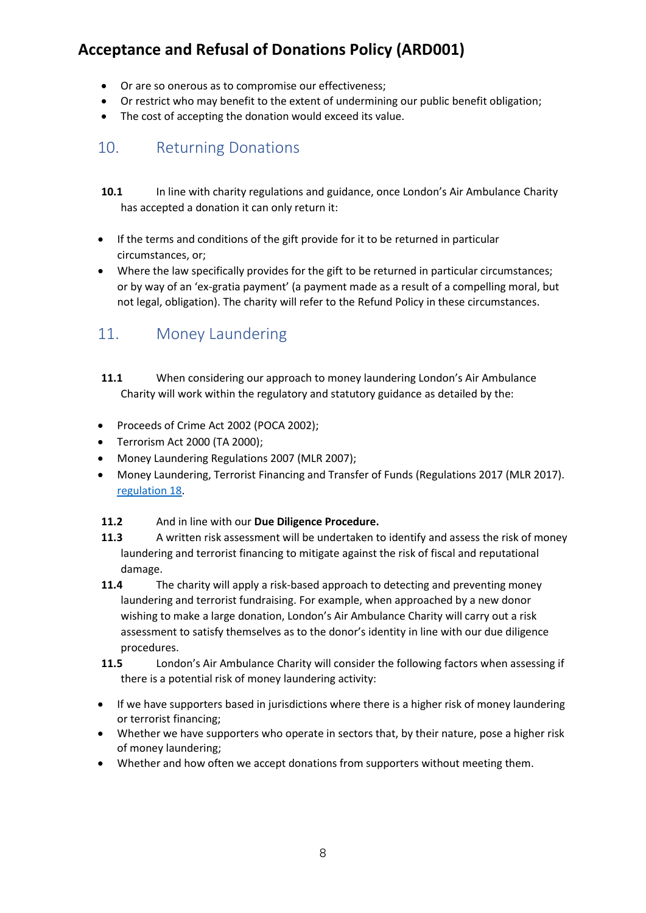- Or are so onerous as to compromise our effectiveness;
- Or restrict who may benefit to the extent of undermining our public benefit obligation;
- The cost of accepting the donation would exceed its value.

## 10. Returning Donations

**10.1** In line with charity regulations and guidance, once London's Air Ambulance Charity has accepted a donation it can only return it:

- If the terms and conditions of the gift provide for it to be returned in particular circumstances, or;
- Where the law specifically provides for the gift to be returned in particular circumstances; or by way of an 'ex-gratia payment' (a payment made as a result of a compelling moral, but not legal, obligation). The charity will refer to the Refund Policy in these circumstances.

## 11. Money Laundering

**11.1** When considering our approach to money laundering London's Air Ambulance Charity will work within the regulatory and statutory guidance as detailed by the:

- Proceeds of Crime Act 2002 (POCA 2002);
- Terrorism Act 2000 (TA 2000);
- Money Laundering Regulations 2007 (MLR 2007);
- Money Laundering, Terrorist Financing and Transfer of Funds (Regulations 2017 (MLR 2017). regulation 18.

**11.2** And in line with our **Due Diligence Procedure.**

**11.3** A written risk assessment will be undertaken to identify and assess the risk of money laundering and terrorist financing to mitigate against the risk of fiscal and reputational damage.

**11.4** The charity will apply a risk-based approach to detecting and preventing money laundering and terrorist fundraising. For example, when approached by a new donor wishing to make a large donation, London's Air Ambulance Charity will carry out a risk assessment to satisfy themselves as to the donor's identity in line with our due diligence procedures.

**11.5** London's Air Ambulance Charity will consider the following factors when assessing if there is a potential risk of money laundering activity:

- If we have supporters based in jurisdictions where there is a higher risk of money laundering or terrorist financing;
- Whether we have supporters who operate in sectors that, by their nature, pose a higher risk of money laundering;
- Whether and how often we accept donations from supporters without meeting them.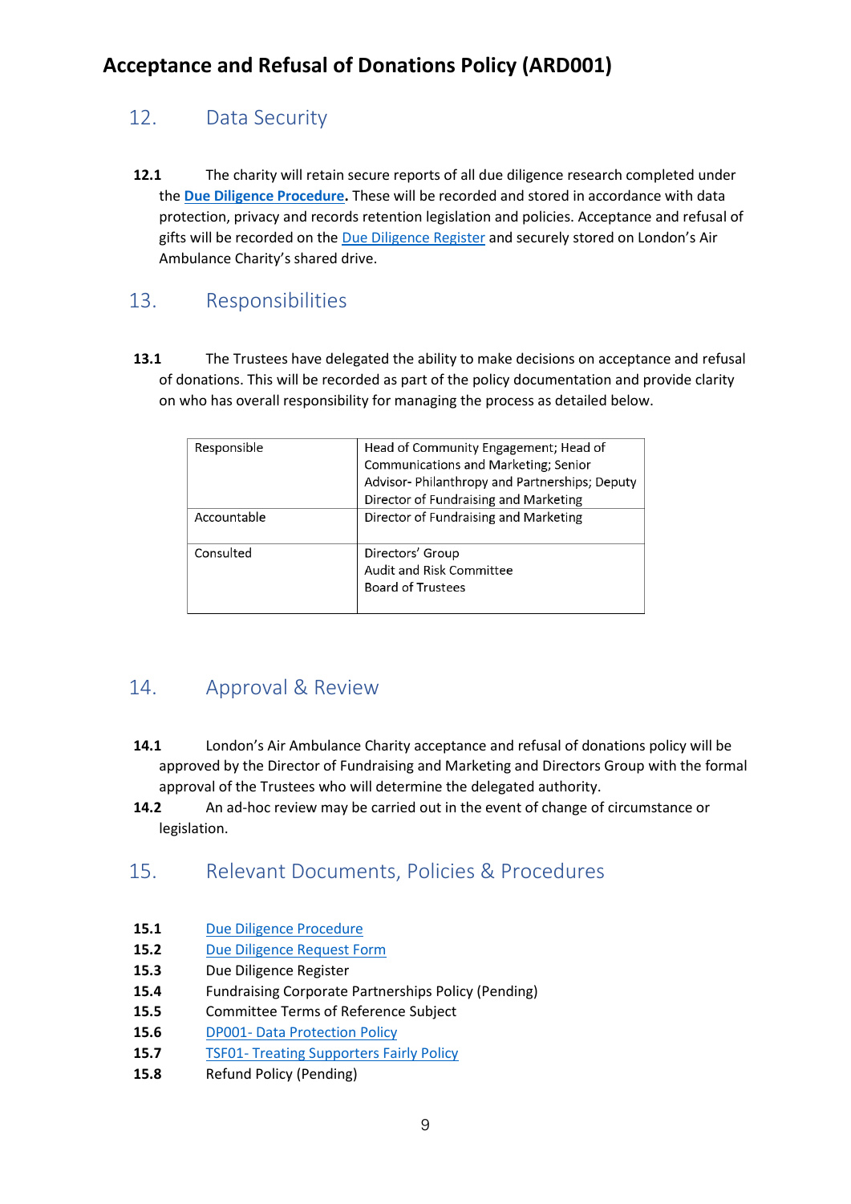## 12. Data Security

**12.1** The charity will retain secure reports of all due diligence research completed under the **Due Diligence Procedure.** These will be recorded and stored in accordance with data protection, privacy and records retention legislation and policies. Acceptance and refusal of gifts will be recorded on the Due Diligence Register and securely stored on London's Air Ambulance Charity's shared drive.

## 13. Responsibilities

**13.1** The Trustees have delegated the ability to make decisions on acceptance and refusal of donations. This will be recorded as part of the policy documentation and provide clarity on who has overall responsibility for managing the process as detailed below.

| | |
|---|---|
| Responsible | Head of Community Engagement; Head of Communications and Marketing; Senior Advisor- Philanthropy and Partnerships; Deputy Director of Fundraising and Marketing |
| Accountable | Director of Fundraising and Marketing |
| Consulted | Directors' Group<br>Audit and Risk Committee<br>Board of Trustees |

## 14. Approval & Review

**14.1** London's Air Ambulance Charity acceptance and refusal of donations policy will be approved by the Director of Fundraising and Marketing and Directors Group with the formal approval of the Trustees who will determine the delegated authority.

**14.2** An ad-hoc review may be carried out in the event of change of circumstance or legislation.

## 15. Relevant Documents, Policies & Procedures

**15.1** Due Diligence Procedure
**15.2** Due Diligence Request Form
**15.3** Due Diligence Register
**15.4** Fundraising Corporate Partnerships Policy (Pending)
**15.5** Committee Terms of Reference Subject
**15.6** DP001- Data Protection Policy
**15.7** TSF01- Treating Supporters Fairly Policy
**15.8** Refund Policy (Pending)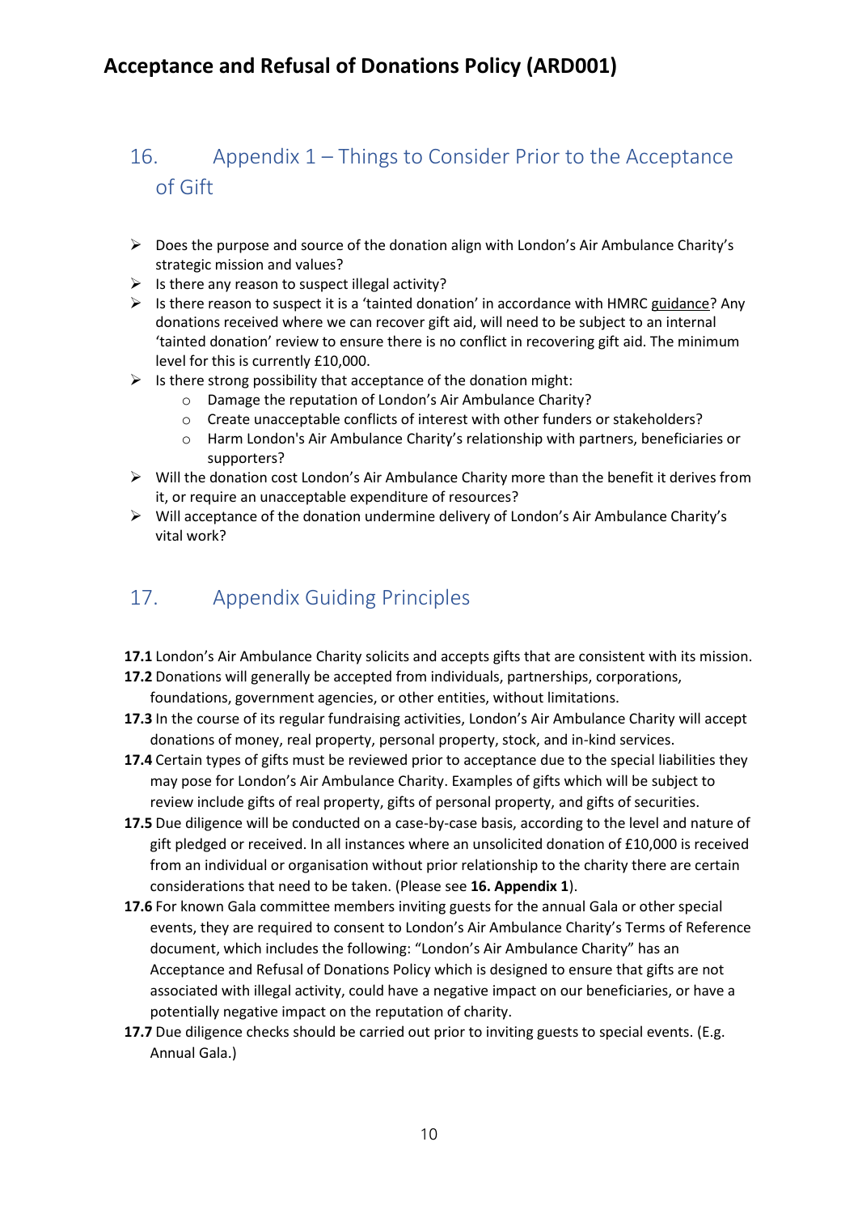## 16. Appendix 1 – Things to Consider Prior to the Acceptance of Gift

- Does the purpose and source of the donation align with London's Air Ambulance Charity's strategic mission and values?
- Is there any reason to suspect illegal activity?
- Is there reason to suspect it is a 'tainted donation' in accordance with HMRC guidance? Any donations received where we can recover gift aid, will need to be subject to an internal 'tainted donation' review to ensure there is no conflict in recovering gift aid. The minimum level for this is currently £10,000.
- Is there strong possibility that acceptance of the donation might:
  - Damage the reputation of London's Air Ambulance Charity?
  - Create unacceptable conflicts of interest with other funders or stakeholders?
  - Harm London's Air Ambulance Charity's relationship with partners, beneficiaries or supporters?
- Will the donation cost London's Air Ambulance Charity more than the benefit it derives from it, or require an unacceptable expenditure of resources?
- Will acceptance of the donation undermine delivery of London's Air Ambulance Charity's vital work?

## 17. Appendix Guiding Principles

**17.1** London's Air Ambulance Charity solicits and accepts gifts that are consistent with its mission.

**17.2** Donations will generally be accepted from individuals, partnerships, corporations, foundations, government agencies, or other entities, without limitations.

**17.3** In the course of its regular fundraising activities, London's Air Ambulance Charity will accept donations of money, real property, personal property, stock, and in-kind services.

**17.4** Certain types of gifts must be reviewed prior to acceptance due to the special liabilities they may pose for London's Air Ambulance Charity. Examples of gifts which will be subject to review include gifts of real property, gifts of personal property, and gifts of securities.

**17.5** Due diligence will be conducted on a case-by-case basis, according to the level and nature of gift pledged or received. In all instances where an unsolicited donation of £10,000 is received from an individual or organisation without prior relationship to the charity there are certain considerations that need to be taken. (Please see **16. Appendix 1**).

**17.6** For known Gala committee members inviting guests for the annual Gala or other special events, they are required to consent to London's Air Ambulance Charity's Terms of Reference document, which includes the following: "London's Air Ambulance Charity" has an Acceptance and Refusal of Donations Policy which is designed to ensure that gifts are not associated with illegal activity, could have a negative impact on our beneficiaries, or have a potentially negative impact on the reputation of charity.

**17.7** Due diligence checks should be carried out prior to inviting guests to special events. (E.g. Annual Gala.)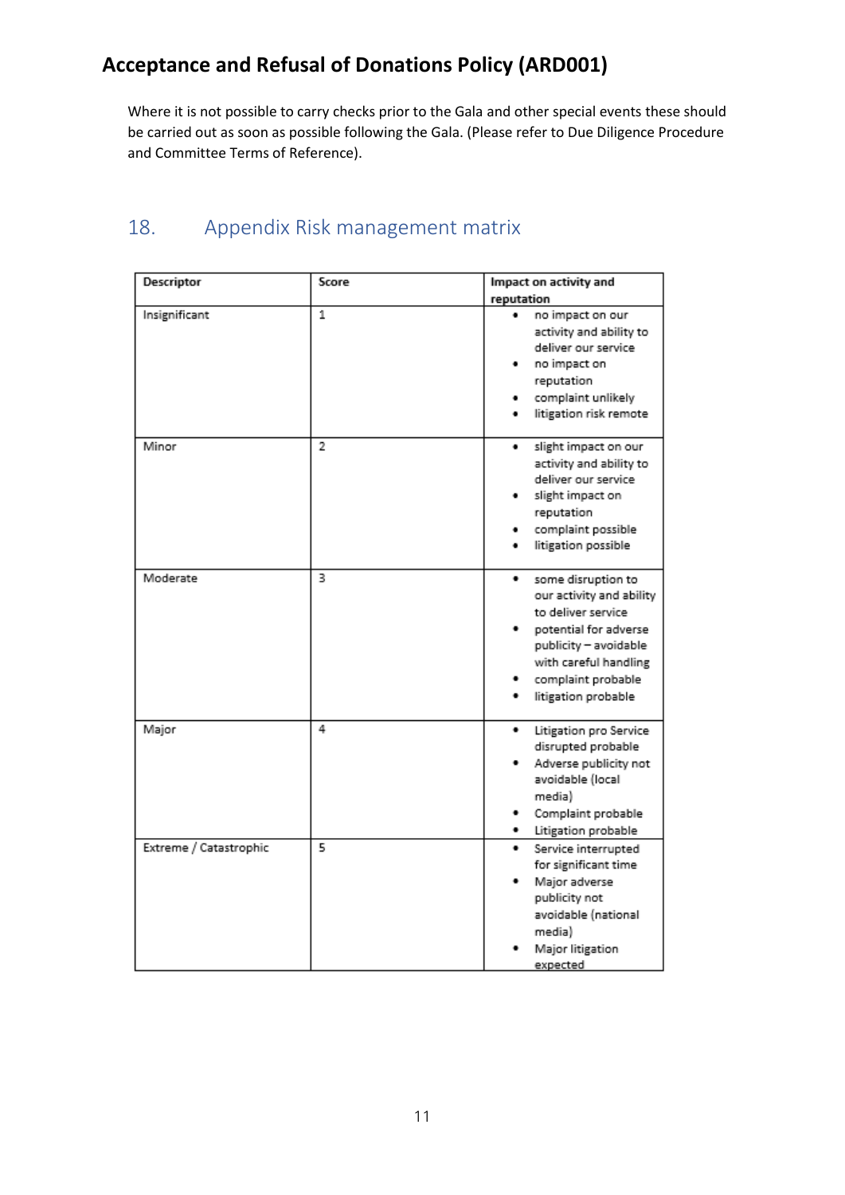## Acceptance and Refusal of Donations Policy (ARD001)

Where it is not possible to carry checks prior to the Gala and other special events these should be carried out as soon as possible following the Gala. (Please refer to Due Diligence Procedure and Committee Terms of Reference).

## 18. Appendix Risk management matrix

| Descriptor | Score | Impact on activity and reputation |
|---|---|---|
| Insignificant | 1 | • no impact on our activity and ability to deliver our service<br>• no impact on reputation<br>• complaint unlikely<br>• litigation risk remote |
| Minor | 2 | • slight impact on our activity and ability to deliver our service<br>• slight impact on reputation<br>• complaint possible<br>• litigation possible |
| Moderate | 3 | • some disruption to our activity and ability to deliver service<br>• potential for adverse publicity – avoidable with careful handling<br>• complaint probable<br>• litigation probable |
| Major | 4 | • Litigation pro Service disrupted probable<br>• Adverse publicity not avoidable (local media)<br>• Complaint probable<br>• Litigation probable |
| Extreme / Catastrophic | 5 | • Service interrupted for significant time<br>• Major adverse publicity not avoidable (national media)<br>• Major litigation expected |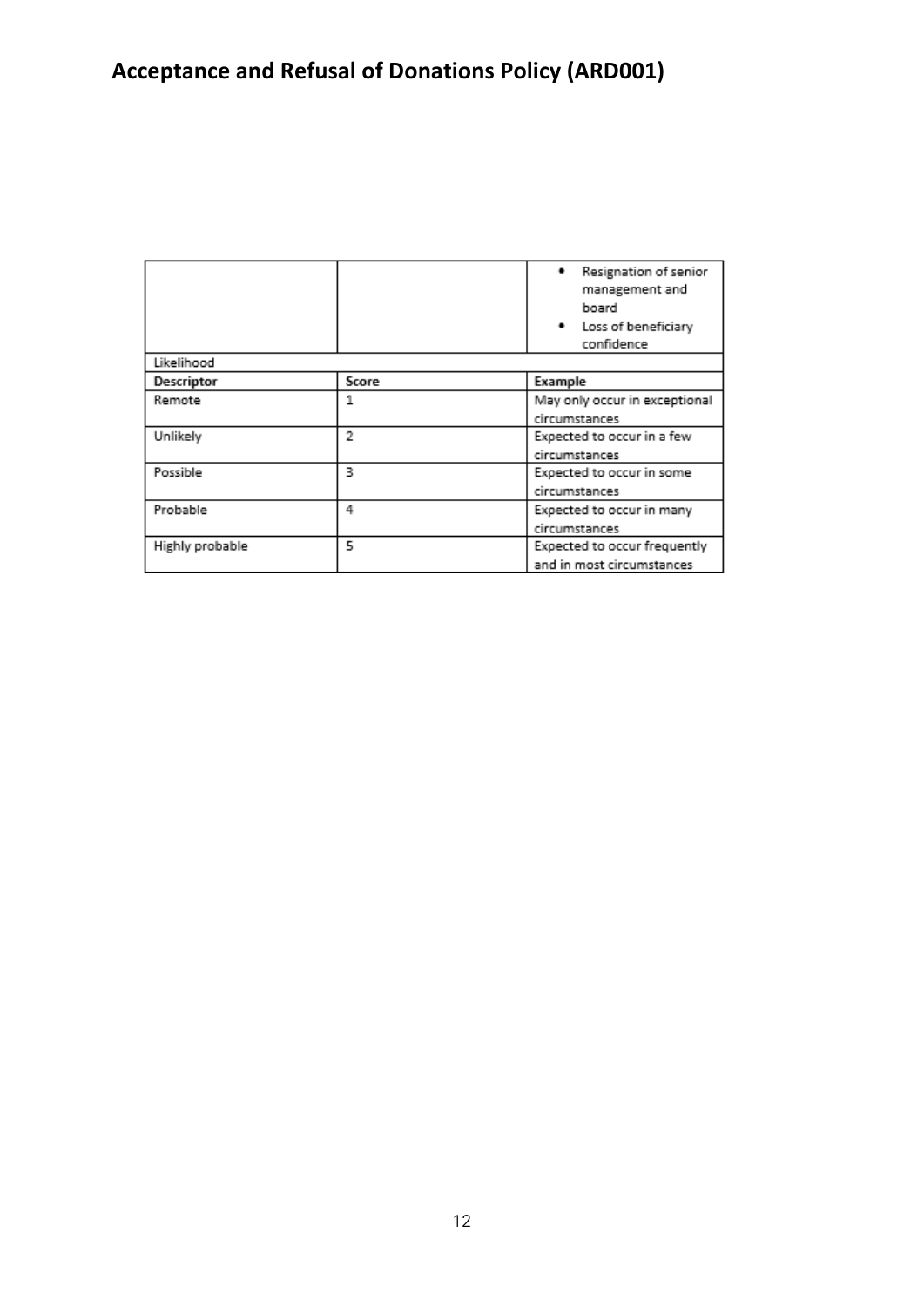# Acceptance and Refusal of Donations Policy (ARD001)

| | | |
|---|---|---|
| | | • Resignation of senior management and board<br>• Loss of beneficiary confidence |
| Likelihood | | |
| **Descriptor** | **Score** | **Example** |
| Remote | 1 | May only occur in exceptional circumstances |
| Unlikely | 2 | Expected to occur in a few circumstances |
| Possible | 3 | Expected to occur in some circumstances |
| Probable | 4 | Expected to occur in many circumstances |
| Highly probable | 5 | Expected to occur frequently and in most circumstances |